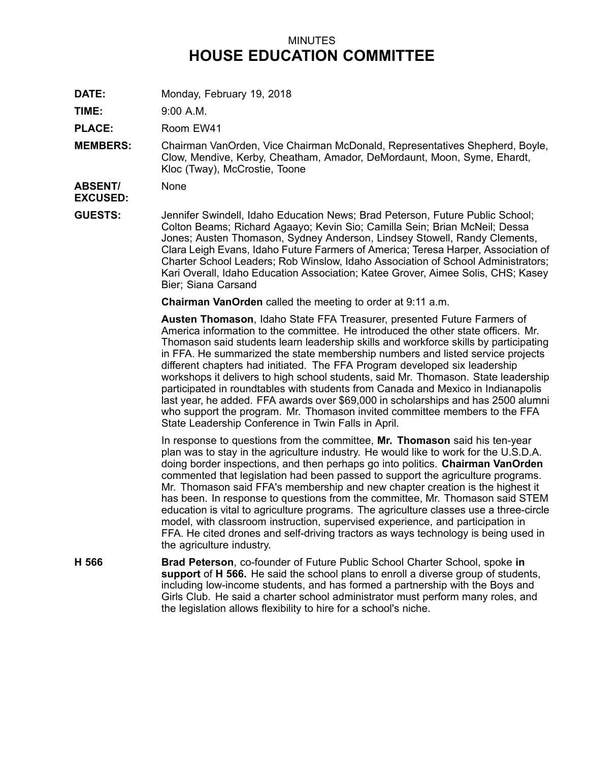MINUTES

# HOUSE EDUCATION COMMITTEE

**DATE:** Monday, February 19, 2018

**TIME:** 9:00 A.M.

**PLACE:** Room EW41

**MEMBERS:** Chairman VanOrden, Vice Chairman McDonald, Representatives Shepherd, Boyle, Clow, Mendive, Kerby, Cheatham, Amador, DeMordaunt, Moon, Syme, Ehardt, Kloc (Tway), McCrostie, Toone

**ABSENT/ EXCUSED:** None

**GUESTS:** Jennifer Swindell, Idaho Education News; Brad Peterson, Future Public School; Colton Beams; Richard Agaayo; Kevin Sio; Camilla Sein; Brian McNeil; Dessa Jones; Austen Thomason, Sydney Anderson, Lindsey Stowell, Randy Clements, Clara Leigh Evans, Idaho Future Farmers of America; Teresa Harper, Association of Charter School Leaders; Rob Winslow, Idaho Association of School Administrators; Kari Overall, Idaho Education Association; Katee Grover, Aimee Solis, CHS; Kasey Bier; Siana Carsand

**Chairman VanOrden** called the meeting to order at 9:11 a.m.

**Austen Thomason**, Idaho State FFA Treasurer, presented Future Farmers of America information to the committee. He introduced the other state officers. Mr. Thomason said students learn leadership skills and workforce skills by participating in FFA. He summarized the state membership numbers and listed service projects different chapters had initiated. The FFA Program developed six leadership workshops it delivers to high school students, said Mr. Thomason. State leadership participated in roundtables with students from Canada and Mexico in Indianapolis last year, he added. FFA awards over $69,000 in scholarships and has 2500 alumni who support the program. Mr. Thomason invited committee members to the FFA State Leadership Conference in Twin Falls in April.

In response to questions from the committee, **Mr. Thomason** said his ten-year plan was to stay in the agriculture industry. He would like to work for the U.S.D.A. doing border inspections, and then perhaps go into politics. **Chairman VanOrden** commented that legislation had been passed to support the agriculture programs. Mr. Thomason said FFA's membership and new chapter creation is the highest it has been. In response to questions from the committee, Mr. Thomason said STEM education is vital to agriculture programs. The agriculture classes use a three-circle model, with classroom instruction, supervised experience, and participation in FFA. He cited drones and self-driving tractors as ways technology is being used in the agriculture industry.

**H 566** **Brad Peterson**, co-founder of Future Public School Charter School, spoke **in support** of **H 566.** He said the school plans to enroll a diverse group of students, including low-income students, and has formed a partnership with the Boys and Girls Club. He said a charter school administrator must perform many roles, and the legislation allows flexibility to hire for a school's niche.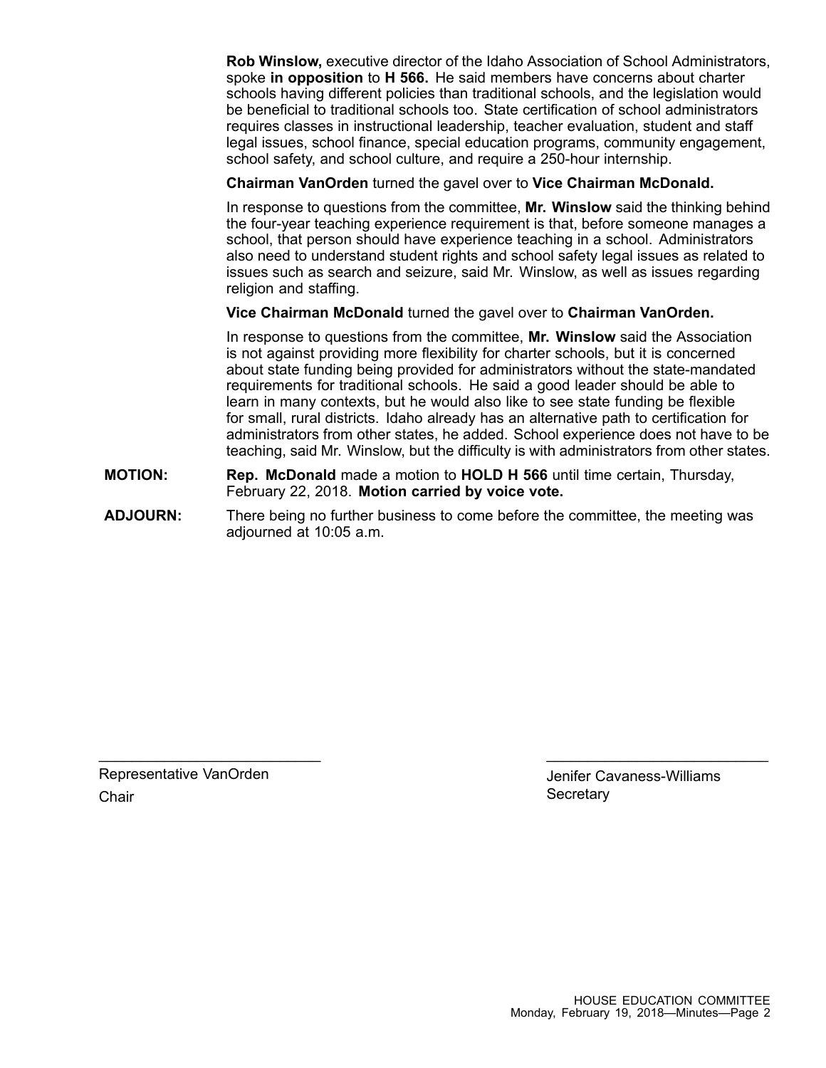**Rob Winslow,** executive director of the Idaho Association of School Administrators, spoke **in opposition** to **H 566.** He said members have concerns about charter schools having different policies than traditional schools, and the legislation would be beneficial to traditional schools too. State certification of school administrators requires classes in instructional leadership, teacher evaluation, student and staff legal issues, school finance, special education programs, community engagement, school safety, and school culture, and require a 250-hour internship.

**Chairman VanOrden** turned the gavel over to **Vice Chairman McDonald.**

In response to questions from the committee, **Mr. Winslow** said the thinking behind the four-year teaching experience requirement is that, before someone manages a school, that person should have experience teaching in a school. Administrators also need to understand student rights and school safety legal issues as related to issues such as search and seizure, said Mr. Winslow, as well as issues regarding religion and staffing.

**Vice Chairman McDonald** turned the gavel over to **Chairman VanOrden.**

In response to questions from the committee, **Mr. Winslow** said the Association is not against providing more flexibility for charter schools, but it is concerned about state funding being provided for administrators without the state-mandated requirements for traditional schools. He said a good leader should be able to learn in many contexts, but he would also like to see state funding be flexible for small, rural districts. Idaho already has an alternative path to certification for administrators from other states, he added. School experience does not have to be teaching, said Mr. Winslow, but the difficulty is with administrators from other states.

**MOTION:** **Rep. McDonald** made a motion to **HOLD H 566** until time certain, Thursday, February 22, 2018. **Motion carried by voice vote.**

**ADJOURN:** There being no further business to come before the committee, the meeting was adjourned at 10:05 a.m.

___________________________
Representative VanOrden
Chair

___________________________
Jenifer Cavaness-Williams
Secretary